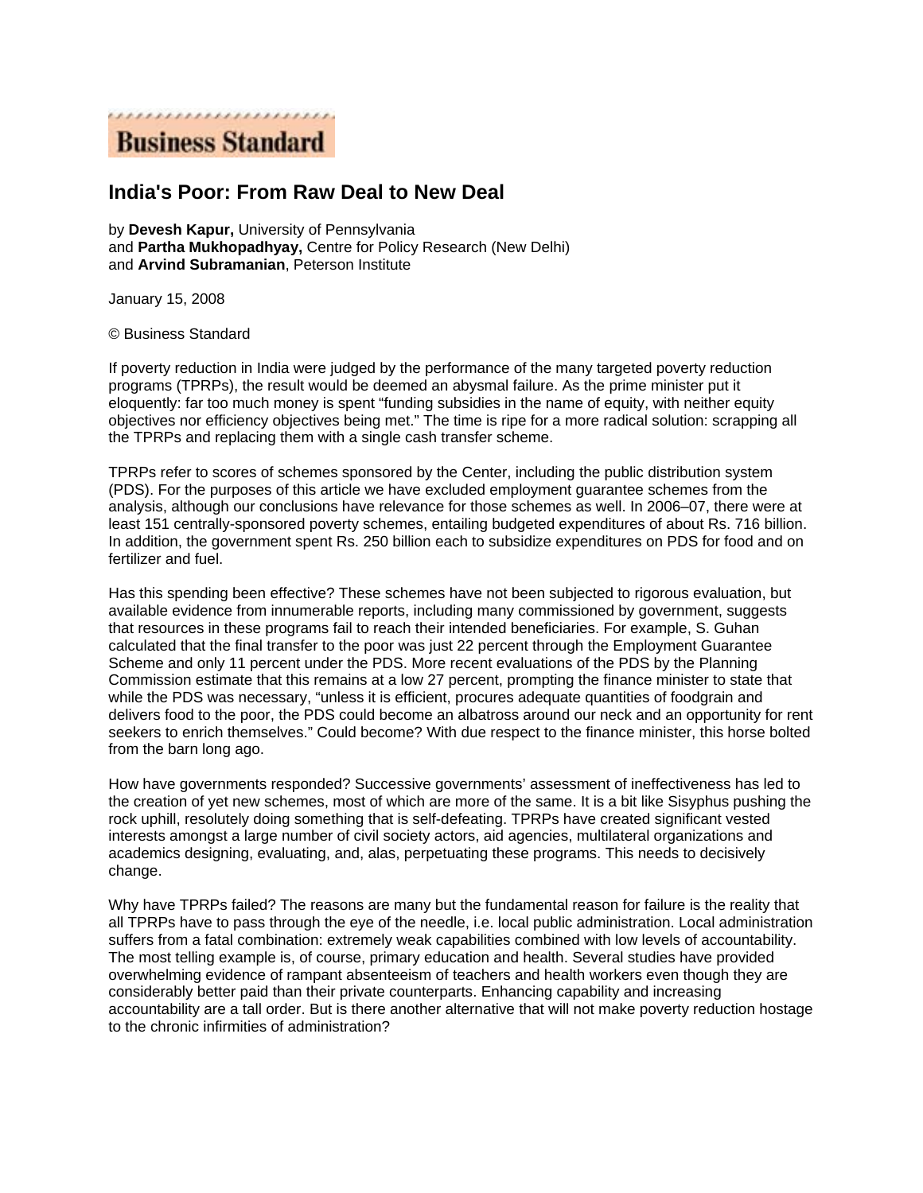**Business Standard**

# India's Poor: From Raw Deal to New Deal

by **Devesh Kapur,** University of Pennsylvania
and **Partha Mukhopadhyay,** Centre for Policy Research (New Delhi)
and **Arvind Subramanian**, Peterson Institute

January 15, 2008

© Business Standard

If poverty reduction in India were judged by the performance of the many targeted poverty reduction programs (TPRPs), the result would be deemed an abysmal failure. As the prime minister put it eloquently: far too much money is spent "funding subsidies in the name of equity, with neither equity objectives nor efficiency objectives being met." The time is ripe for a more radical solution: scrapping all the TPRPs and replacing them with a single cash transfer scheme.

TPRPs refer to scores of schemes sponsored by the Center, including the public distribution system (PDS). For the purposes of this article we have excluded employment guarantee schemes from the analysis, although our conclusions have relevance for those schemes as well. In 2006–07, there were at least 151 centrally-sponsored poverty schemes, entailing budgeted expenditures of about Rs. 716 billion. In addition, the government spent Rs. 250 billion each to subsidize expenditures on PDS for food and on fertilizer and fuel.

Has this spending been effective? These schemes have not been subjected to rigorous evaluation, but available evidence from innumerable reports, including many commissioned by government, suggests that resources in these programs fail to reach their intended beneficiaries. For example, S. Guhan calculated that the final transfer to the poor was just 22 percent through the Employment Guarantee Scheme and only 11 percent under the PDS. More recent evaluations of the PDS by the Planning Commission estimate that this remains at a low 27 percent, prompting the finance minister to state that while the PDS was necessary, "unless it is efficient, procures adequate quantities of foodgrain and delivers food to the poor, the PDS could become an albatross around our neck and an opportunity for rent seekers to enrich themselves." Could become? With due respect to the finance minister, this horse bolted from the barn long ago.

How have governments responded? Successive governments' assessment of ineffectiveness has led to the creation of yet new schemes, most of which are more of the same. It is a bit like Sisyphus pushing the rock uphill, resolutely doing something that is self-defeating. TPRPs have created significant vested interests amongst a large number of civil society actors, aid agencies, multilateral organizations and academics designing, evaluating, and, alas, perpetuating these programs. This needs to decisively change.

Why have TPRPs failed? The reasons are many but the fundamental reason for failure is the reality that all TPRPs have to pass through the eye of the needle, i.e. local public administration. Local administration suffers from a fatal combination: extremely weak capabilities combined with low levels of accountability. The most telling example is, of course, primary education and health. Several studies have provided overwhelming evidence of rampant absenteeism of teachers and health workers even though they are considerably better paid than their private counterparts. Enhancing capability and increasing accountability are a tall order. But is there another alternative that will not make poverty reduction hostage to the chronic infirmities of administration?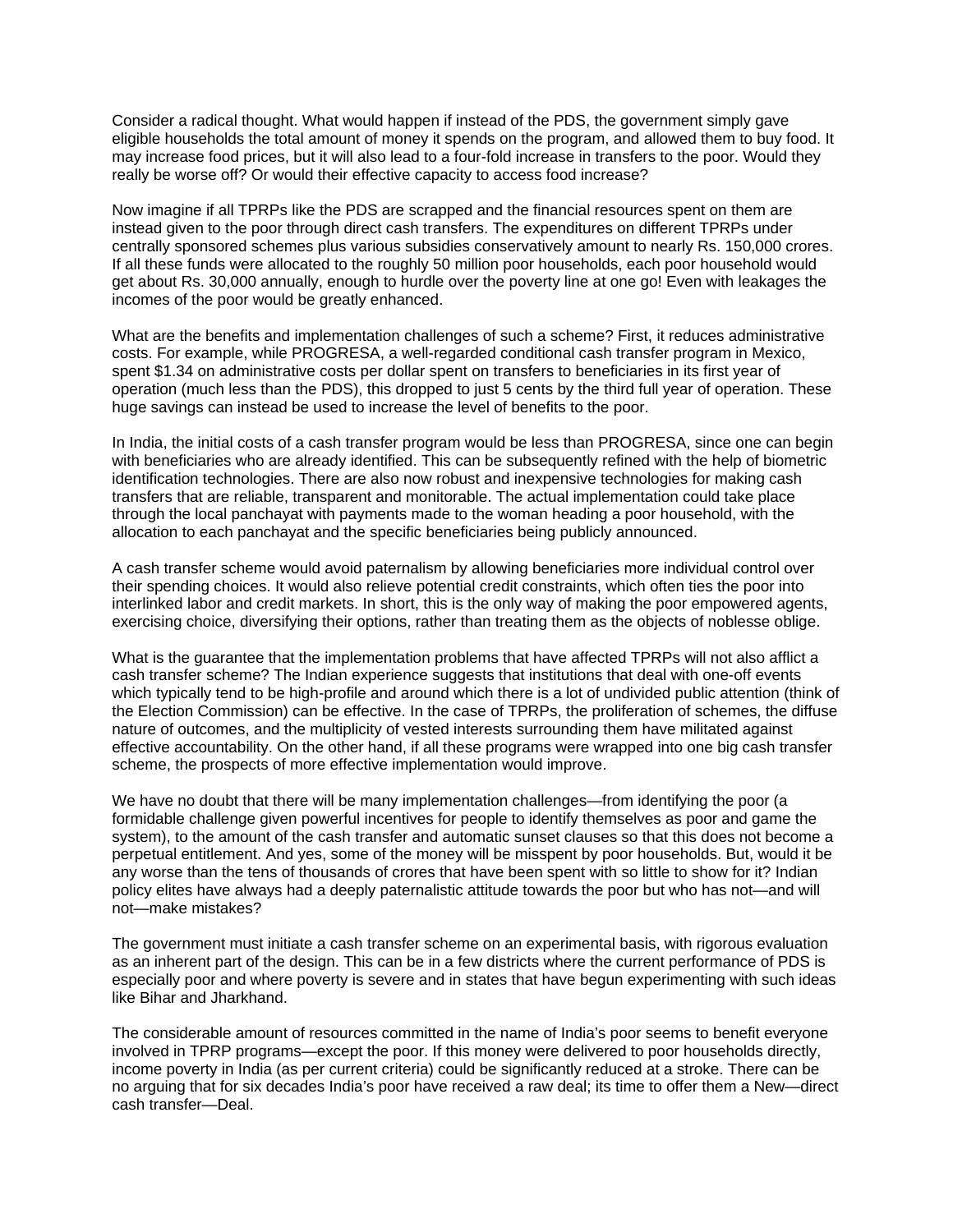Consider a radical thought. What would happen if instead of the PDS, the government simply gave eligible households the total amount of money it spends on the program, and allowed them to buy food. It may increase food prices, but it will also lead to a four-fold increase in transfers to the poor. Would they really be worse off? Or would their effective capacity to access food increase?

Now imagine if all TPRPs like the PDS are scrapped and the financial resources spent on them are instead given to the poor through direct cash transfers. The expenditures on different TPRPs under centrally sponsored schemes plus various subsidies conservatively amount to nearly Rs. 150,000 crores. If all these funds were allocated to the roughly 50 million poor households, each poor household would get about Rs. 30,000 annually, enough to hurdle over the poverty line at one go! Even with leakages the incomes of the poor would be greatly enhanced.

What are the benefits and implementation challenges of such a scheme? First, it reduces administrative costs. For example, while PROGRESA, a well-regarded conditional cash transfer program in Mexico, spent $1.34 on administrative costs per dollar spent on transfers to beneficiaries in its first year of operation (much less than the PDS), this dropped to just 5 cents by the third full year of operation. These huge savings can instead be used to increase the level of benefits to the poor.

In India, the initial costs of a cash transfer program would be less than PROGRESA, since one can begin with beneficiaries who are already identified. This can be subsequently refined with the help of biometric identification technologies. There are also now robust and inexpensive technologies for making cash transfers that are reliable, transparent and monitorable. The actual implementation could take place through the local panchayat with payments made to the woman heading a poor household, with the allocation to each panchayat and the specific beneficiaries being publicly announced.

A cash transfer scheme would avoid paternalism by allowing beneficiaries more individual control over their spending choices. It would also relieve potential credit constraints, which often ties the poor into interlinked labor and credit markets. In short, this is the only way of making the poor empowered agents, exercising choice, diversifying their options, rather than treating them as the objects of noblesse oblige.

What is the guarantee that the implementation problems that have affected TPRPs will not also afflict a cash transfer scheme? The Indian experience suggests that institutions that deal with one-off events which typically tend to be high-profile and around which there is a lot of undivided public attention (think of the Election Commission) can be effective. In the case of TPRPs, the proliferation of schemes, the diffuse nature of outcomes, and the multiplicity of vested interests surrounding them have militated against effective accountability. On the other hand, if all these programs were wrapped into one big cash transfer scheme, the prospects of more effective implementation would improve.

We have no doubt that there will be many implementation challenges—from identifying the poor (a formidable challenge given powerful incentives for people to identify themselves as poor and game the system), to the amount of the cash transfer and automatic sunset clauses so that this does not become a perpetual entitlement. And yes, some of the money will be misspent by poor households. But, would it be any worse than the tens of thousands of crores that have been spent with so little to show for it? Indian policy elites have always had a deeply paternalistic attitude towards the poor but who has not—and will not—make mistakes?

The government must initiate a cash transfer scheme on an experimental basis, with rigorous evaluation as an inherent part of the design. This can be in a few districts where the current performance of PDS is especially poor and where poverty is severe and in states that have begun experimenting with such ideas like Bihar and Jharkhand.

The considerable amount of resources committed in the name of India's poor seems to benefit everyone involved in TPRP programs—except the poor. If this money were delivered to poor households directly, income poverty in India (as per current criteria) could be significantly reduced at a stroke. There can be no arguing that for six decades India's poor have received a raw deal; its time to offer them a New—direct cash transfer—Deal.